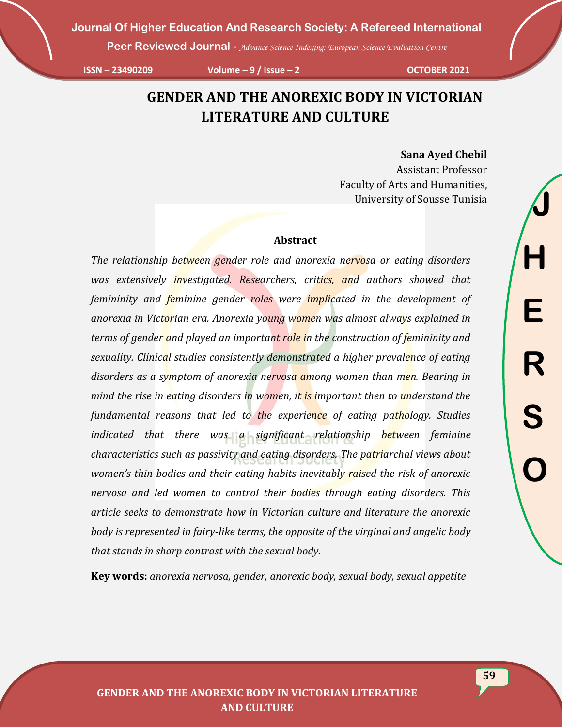# GENDER AND THE ANOREXIC BODY IN VICTORIAN LITERATURE AND CULTURE

**Sana Ayed Chebil**
Assistant Professor
Faculty of Arts and Humanities,
University of Sousse Tunisia

## Abstract

*The relationship between gender role and anorexia nervosa or eating disorders was extensively investigated. Researchers, critics, and authors showed that femininity and feminine gender roles were implicated in the development of anorexia in Victorian era. Anorexia young women was almost always explained in terms of gender and played an important role in the construction of femininity and sexuality. Clinical studies consistently demonstrated a higher prevalence of eating disorders as a symptom of anorexia nervosa among women than men. Bearing in mind the rise in eating disorders in women, it is important then to understand the fundamental reasons that led to the experience of eating pathology. Studies indicated that there was a significant relationship between feminine characteristics such as passivity and eating disorders. The patriarchal views about women's thin bodies and their eating habits inevitably raised the risk of anorexic nervosa and led women to control their bodies through eating disorders. This article seeks to demonstrate how in Victorian culture and literature the anorexic body is represented in fairy-like terms, the opposite of the virginal and angelic body that stands in sharp contrast with the sexual body.*

**Key words:** *anorexia nervosa, gender, anorexic body, sexual body, sexual appetite*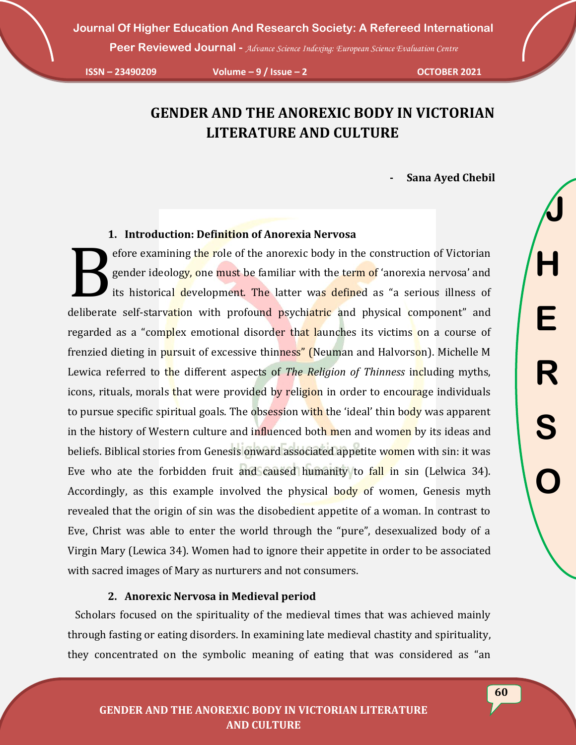# GENDER AND THE ANOREXIC BODY IN VICTORIAN LITERATURE AND CULTURE

**- Sana Ayed Chebil**

## 1. Introduction: Definition of Anorexia Nervosa

Before examining the role of the anorexic body in the construction of Victorian gender ideology, one must be familiar with the term of 'anorexia nervosa' and its historical development. The latter was defined as "a serious illness of deliberate self-starvation with profound psychiatric and physical component" and regarded as a "complex emotional disorder that launches its victims on a course of frenzied dieting in pursuit of excessive thinness" (Neuman and Halvorson). Michelle M Lewica referred to the different aspects of *The Religion of Thinness* including myths, icons, rituals, morals that were provided by religion in order to encourage individuals to pursue specific spiritual goals. The obsession with the 'ideal' thin body was apparent in the history of Western culture and influenced both men and women by its ideas and beliefs. Biblical stories from Genesis onward associated appetite women with sin: it was Eve who ate the forbidden fruit and caused humanity to fall in sin (Lelwica 34). Accordingly, as this example involved the physical body of women, Genesis myth revealed that the origin of sin was the disobedient appetite of a woman. In contrast to Eve, Christ was able to enter the world through the "pure", desexualized body of a Virgin Mary (Lewica 34). Women had to ignore their appetite in order to be associated with sacred images of Mary as nurturers and not consumers.

## 2. Anorexic Nervosa in Medieval period

Scholars focused on the spirituality of the medieval times that was achieved mainly through fasting or eating disorders. In examining late medieval chastity and spirituality, they concentrated on the symbolic meaning of eating that was considered as "an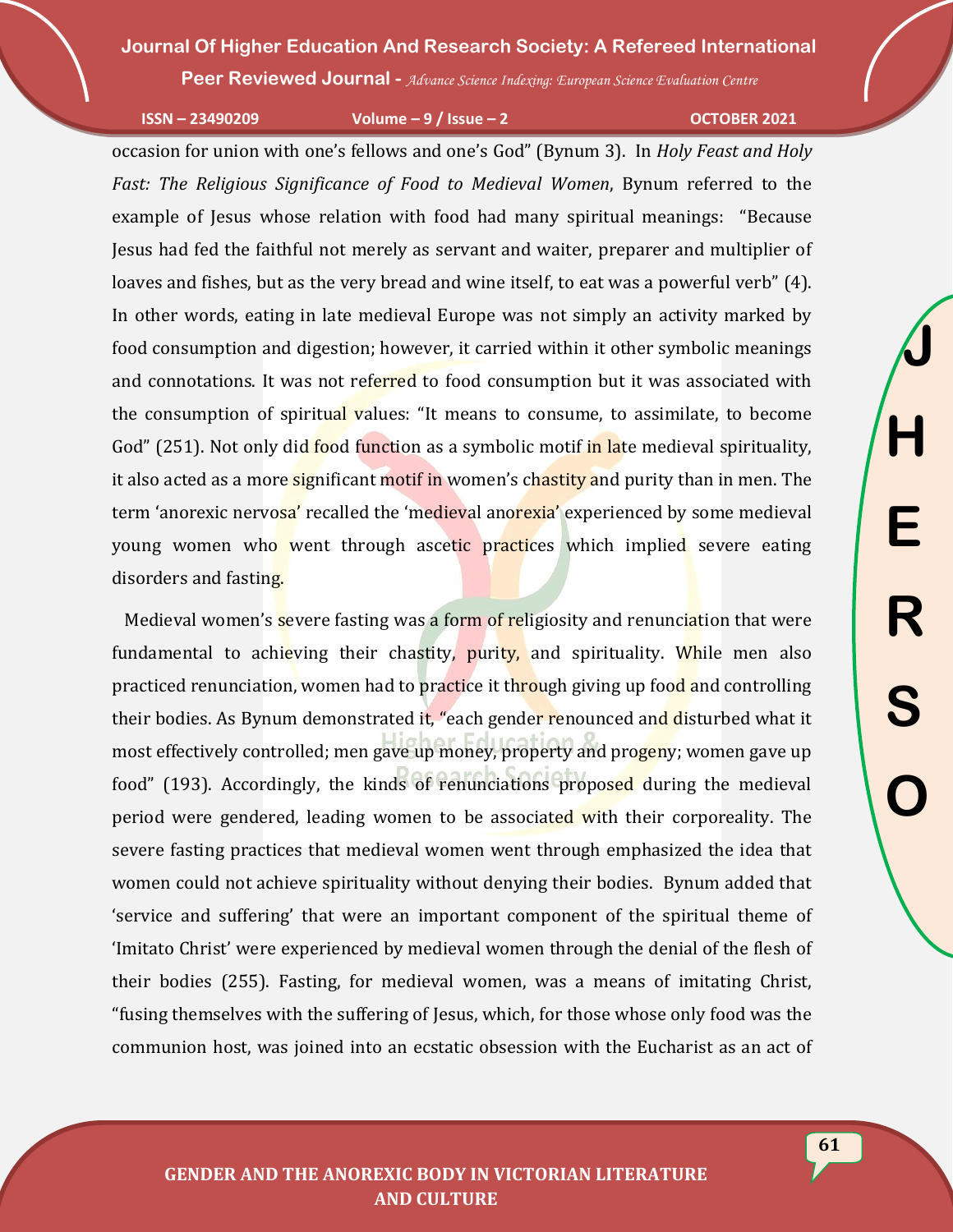occasion for union with one's fellows and one's God" (Bynum 3). In *Holy Feast and Holy Fast: The Religious Significance of Food to Medieval Women*, Bynum referred to the example of Jesus whose relation with food had many spiritual meanings: "Because Jesus had fed the faithful not merely as servant and waiter, preparer and multiplier of loaves and fishes, but as the very bread and wine itself, to eat was a powerful verb" (4). In other words, eating in late medieval Europe was not simply an activity marked by food consumption and digestion; however, it carried within it other symbolic meanings and connotations. It was not referred to food consumption but it was associated with the consumption of spiritual values: "It means to consume, to assimilate, to become God" (251). Not only did food function as a symbolic motif in late medieval spirituality, it also acted as a more significant motif in women's chastity and purity than in men. The term 'anorexic nervosa' recalled the 'medieval anorexia' experienced by some medieval young women who went through ascetic practices which implied severe eating disorders and fasting.

Medieval women's severe fasting was a form of religiosity and renunciation that were fundamental to achieving their chastity, purity, and spirituality. While men also practiced renunciation, women had to practice it through giving up food and controlling their bodies. As Bynum demonstrated it, "each gender renounced and disturbed what it most effectively controlled; men gave up money, property and progeny; women gave up food" (193). Accordingly, the kinds of renunciations proposed during the medieval period were gendered, leading women to be associated with their corporeality. The severe fasting practices that medieval women went through emphasized the idea that women could not achieve spirituality without denying their bodies. Bynum added that 'service and suffering' that were an important component of the spiritual theme of 'Imitato Christ' were experienced by medieval women through the denial of the flesh of their bodies (255). Fasting, for medieval women, was a means of imitating Christ, "fusing themselves with the suffering of Jesus, which, for those whose only food was the communion host, was joined into an ecstatic obsession with the Eucharist as an act of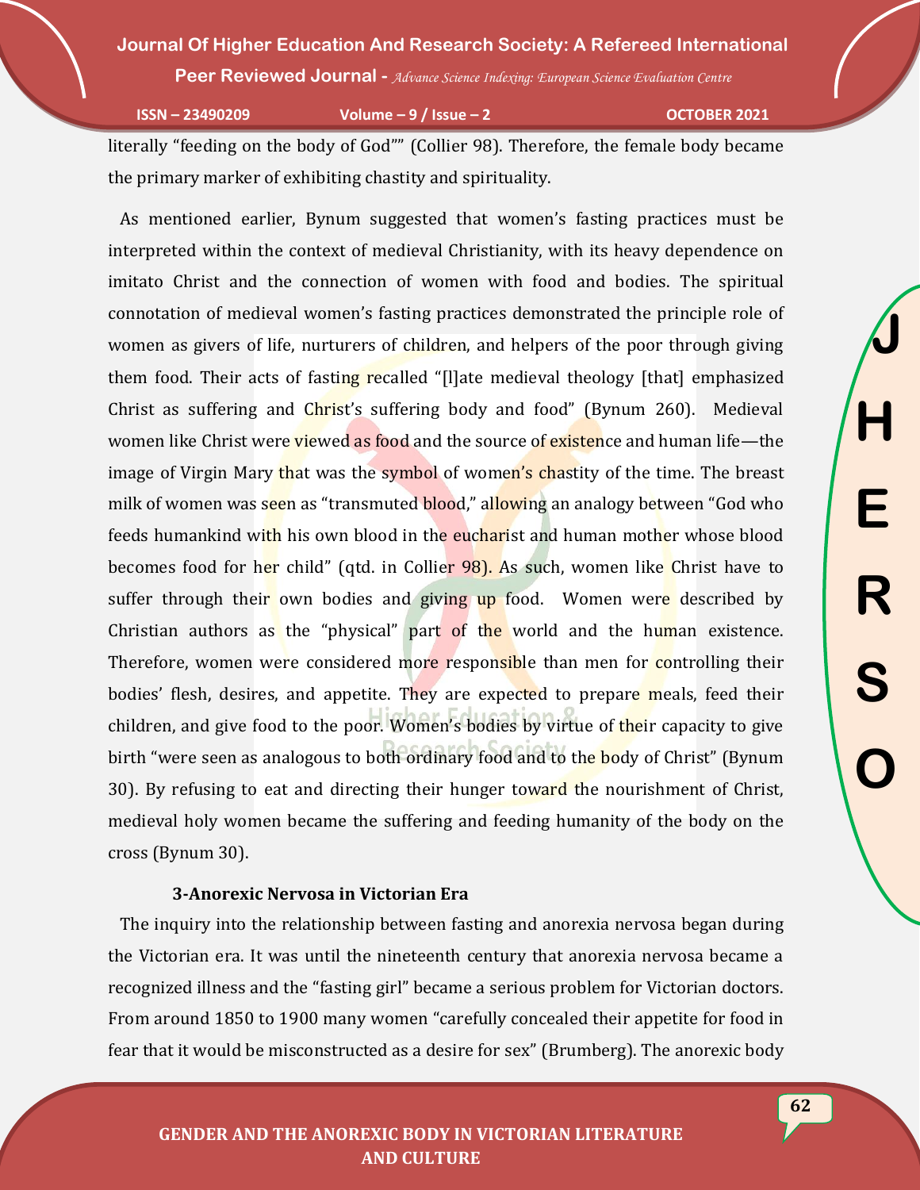literally "feeding on the body of God"" (Collier 98). Therefore, the female body became the primary marker of exhibiting chastity and spirituality.

As mentioned earlier, Bynum suggested that women's fasting practices must be interpreted within the context of medieval Christianity, with its heavy dependence on imitato Christ and the connection of women with food and bodies. The spiritual connotation of medieval women's fasting practices demonstrated the principle role of women as givers of life, nurturers of children, and helpers of the poor through giving them food. Their acts of fasting recalled "[l]ate medieval theology [that] emphasized Christ as suffering and Christ's suffering body and food" (Bynum 260). Medieval women like Christ were viewed as food and the source of existence and human life—the image of Virgin Mary that was the symbol of women's chastity of the time. The breast milk of women was seen as "transmuted blood," allowing an analogy between "God who feeds humankind with his own blood in the eucharist and human mother whose blood becomes food for her child" (qtd. in Collier 98). As such, women like Christ have to suffer through their own bodies and giving up food. Women were described by Christian authors as the "physical" part of the world and the human existence. Therefore, women were considered more responsible than men for controlling their bodies' flesh, desires, and appetite. They are expected to prepare meals, feed their children, and give food to the poor. Women's bodies by virtue of their capacity to give birth "were seen as analogous to both ordinary food and to the body of Christ" (Bynum 30). By refusing to eat and directing their hunger toward the nourishment of Christ, medieval holy women became the suffering and feeding humanity of the body on the cross (Bynum 30).

### 3-Anorexic Nervosa in Victorian Era

The inquiry into the relationship between fasting and anorexia nervosa began during the Victorian era. It was until the nineteenth century that anorexia nervosa became a recognized illness and the "fasting girl" became a serious problem for Victorian doctors. From around 1850 to 1900 many women "carefully concealed their appetite for food in fear that it would be misconstructed as a desire for sex" (Brumberg). The anorexic body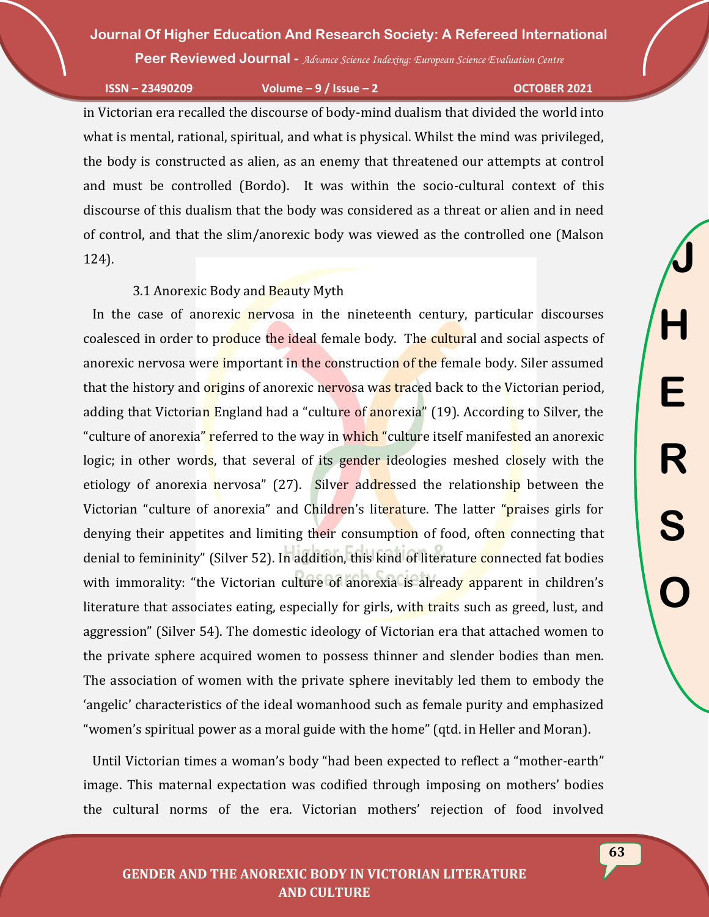in Victorian era recalled the discourse of body-mind dualism that divided the world into what is mental, rational, spiritual, and what is physical. Whilst the mind was privileged, the body is constructed as alien, as an enemy that threatened our attempts at control and must be controlled (Bordo). It was within the socio-cultural context of this discourse of this dualism that the body was considered as a threat or alien and in need of control, and that the slim/anorexic body was viewed as the controlled one (Malson 124).

### 3.1 Anorexic Body and Beauty Myth

In the case of anorexic nervosa in the nineteenth century, particular discourses coalesced in order to produce the ideal female body. The cultural and social aspects of anorexic nervosa were important in the construction of the female body. Siler assumed that the history and origins of anorexic nervosa was traced back to the Victorian period, adding that Victorian England had a "culture of anorexia" (19). According to Silver, the "culture of anorexia" referred to the way in which "culture itself manifested an anorexic logic; in other words, that several of its gender ideologies meshed closely with the etiology of anorexia nervosa" (27). Silver addressed the relationship between the Victorian "culture of anorexia" and Children's literature. The latter "praises girls for denying their appetites and limiting their consumption of food, often connecting that denial to femininity" (Silver 52). In addition, this kind of literature connected fat bodies with immorality: "the Victorian culture of anorexia is already apparent in children's literature that associates eating, especially for girls, with traits such as greed, lust, and aggression" (Silver 54). The domestic ideology of Victorian era that attached women to the private sphere acquired women to possess thinner and slender bodies than men. The association of women with the private sphere inevitably led them to embody the 'angelic' characteristics of the ideal womanhood such as female purity and emphasized "women's spiritual power as a moral guide with the home" (qtd. in Heller and Moran).

Until Victorian times a woman's body "had been expected to reflect a "mother-earth" image. This maternal expectation was codified through imposing on mothers' bodies the cultural norms of the era. Victorian mothers' rejection of food involved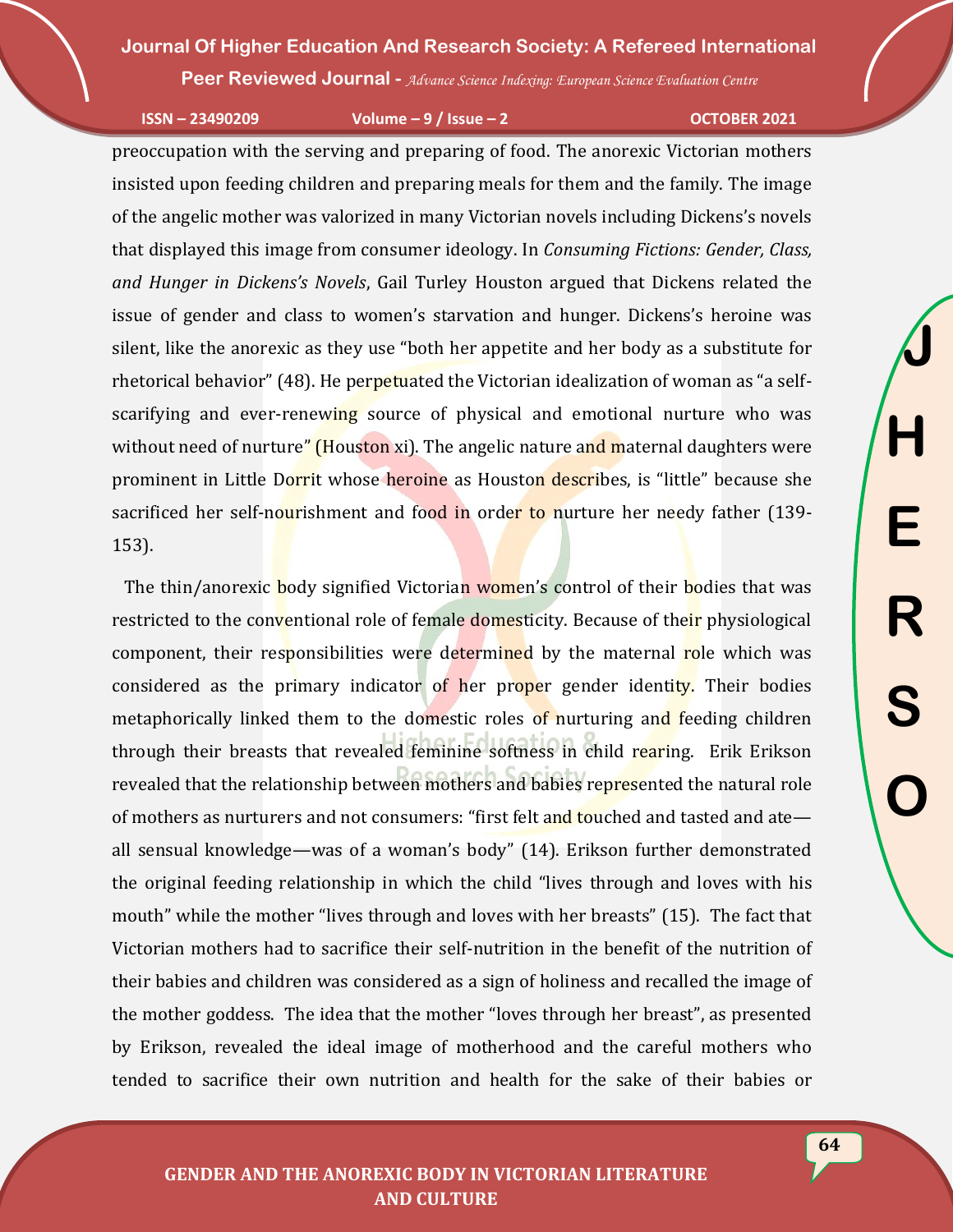preoccupation with the serving and preparing of food. The anorexic Victorian mothers insisted upon feeding children and preparing meals for them and the family. The image of the angelic mother was valorized in many Victorian novels including Dickens's novels that displayed this image from consumer ideology. In *Consuming Fictions: Gender, Class, and Hunger in Dickens's Novels*, Gail Turley Houston argued that Dickens related the issue of gender and class to women's starvation and hunger. Dickens's heroine was silent, like the anorexic as they use "both her appetite and her body as a substitute for rhetorical behavior" (48). He perpetuated the Victorian idealization of woman as "a self-scarifying and ever-renewing source of physical and emotional nurture who was without need of nurture" (Houston xi). The angelic nature and maternal daughters were prominent in Little Dorrit whose heroine as Houston describes, is "little" because she sacrificed her self-nourishment and food in order to nurture her needy father (139-153).

The thin/anorexic body signified Victorian women's control of their bodies that was restricted to the conventional role of female domesticity. Because of their physiological component, their responsibilities were determined by the maternal role which was considered as the primary indicator of her proper gender identity. Their bodies metaphorically linked them to the domestic roles of nurturing and feeding children through their breasts that revealed feminine softness in child rearing. Erik Erikson revealed that the relationship between mothers and babies represented the natural role of mothers as nurturers and not consumers: "first felt and touched and tasted and ate—all sensual knowledge—was of a woman's body" (14). Erikson further demonstrated the original feeding relationship in which the child "lives through and loves with his mouth" while the mother "lives through and loves with her breasts" (15). The fact that Victorian mothers had to sacrifice their self-nutrition in the benefit of the nutrition of their babies and children was considered as a sign of holiness and recalled the image of the mother goddess. The idea that the mother "loves through her breast", as presented by Erikson, revealed the ideal image of motherhood and the careful mothers who tended to sacrifice their own nutrition and health for the sake of their babies or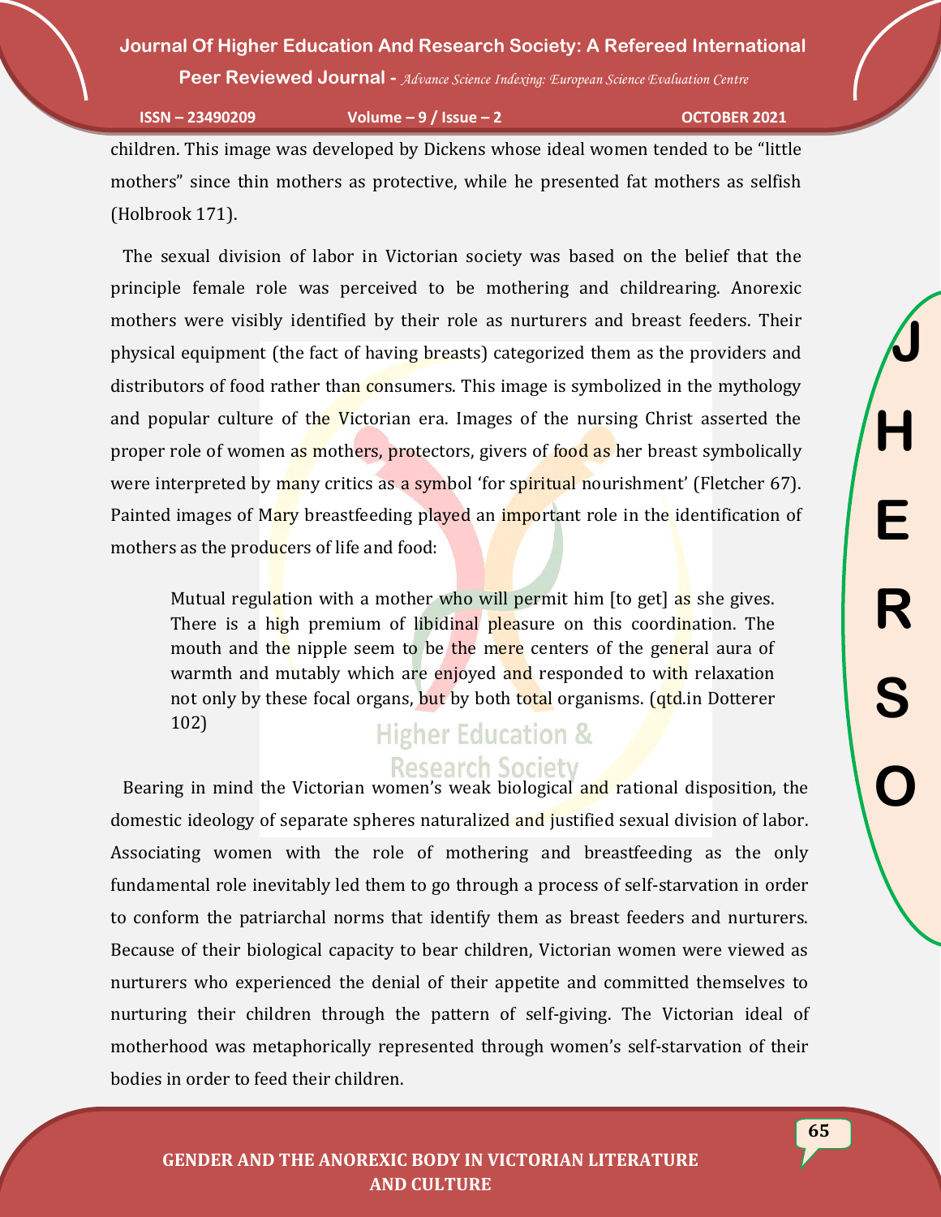children. This image was developed by Dickens whose ideal women tended to be "little mothers" since thin mothers as protective, while he presented fat mothers as selfish (Holbrook 171).

The sexual division of labor in Victorian society was based on the belief that the principle female role was perceived to be mothering and childrearing. Anorexic mothers were visibly identified by their role as nurturers and breast feeders. Their physical equipment (the fact of having breasts) categorized them as the providers and distributors of food rather than consumers. This image is symbolized in the mythology and popular culture of the Victorian era. Images of the nursing Christ asserted the proper role of women as mothers, protectors, givers of food as her breast symbolically were interpreted by many critics as a symbol 'for spiritual nourishment' (Fletcher 67). Painted images of Mary breastfeeding played an important role in the identification of mothers as the producers of life and food:

> Mutual regulation with a mother who will permit him [to get] as she gives. There is a high premium of libidinal pleasure on this coordination. The mouth and the nipple seem to be the mere centers of the general aura of warmth and mutably which are enjoyed and responded to with relaxation not only by these focal organs, but by both total organisms. (qtd.in Dotterer 102)

Bearing in mind the Victorian women's weak biological and rational disposition, the domestic ideology of separate spheres naturalized and justified sexual division of labor. Associating women with the role of mothering and breastfeeding as the only fundamental role inevitably led them to go through a process of self-starvation in order to conform the patriarchal norms that identify them as breast feeders and nurturers. Because of their biological capacity to bear children, Victorian women were viewed as nurturers who experienced the denial of their appetite and committed themselves to nurturing their children through the pattern of self-giving. The Victorian ideal of motherhood was metaphorically represented through women's self-starvation of their bodies in order to feed their children.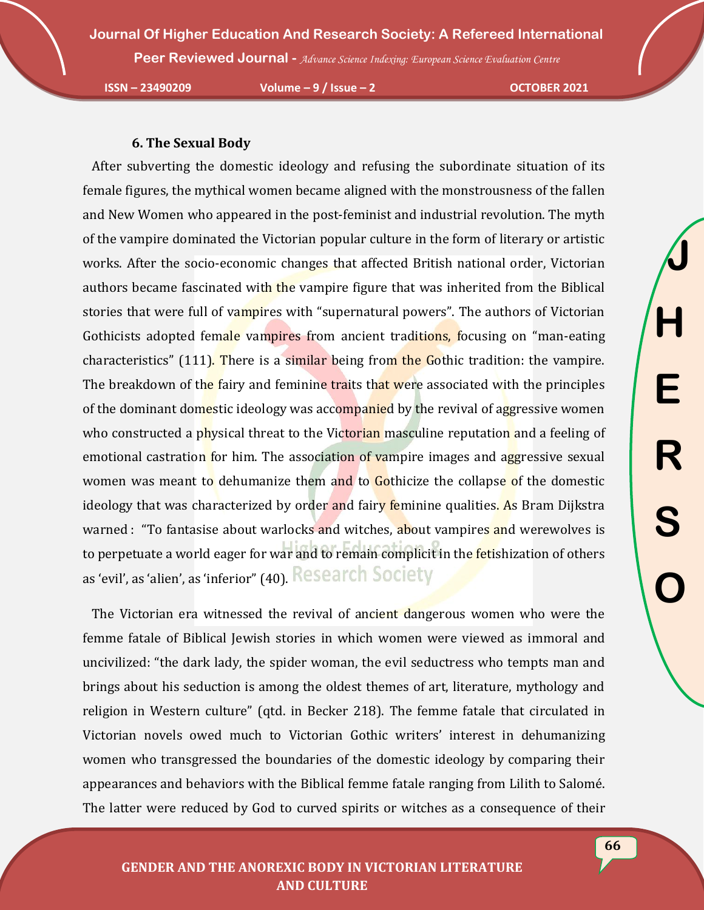### 6. The Sexual Body

After subverting the domestic ideology and refusing the subordinate situation of its female figures, the mythical women became aligned with the monstrousness of the fallen and New Women who appeared in the post-feminist and industrial revolution. The myth of the vampire dominated the Victorian popular culture in the form of literary or artistic works. After the socio-economic changes that affected British national order, Victorian authors became fascinated with the vampire figure that was inherited from the Biblical stories that were full of vampires with "supernatural powers". The authors of Victorian Gothicists adopted female vampires from ancient traditions, focusing on "man-eating characteristics" (111). There is a similar being from the Gothic tradition: the vampire. The breakdown of the fairy and feminine traits that were associated with the principles of the dominant domestic ideology was accompanied by the revival of aggressive women who constructed a physical threat to the Victorian masculine reputation and a feeling of emotional castration for him. The association of vampire images and aggressive sexual women was meant to dehumanize them and to Gothicize the collapse of the domestic ideology that was characterized by order and fairy feminine qualities. As Bram Dijkstra warned : "To fantasise about warlocks and witches, about vampires and werewolves is to perpetuate a world eager for war and to remain complicit in the fetishization of others as 'evil', as 'alien', as 'inferior" (40).

The Victorian era witnessed the revival of ancient dangerous women who were the femme fatale of Biblical Jewish stories in which women were viewed as immoral and uncivilized: "the dark lady, the spider woman, the evil seductress who tempts man and brings about his seduction is among the oldest themes of art, literature, mythology and religion in Western culture" (qtd. in Becker 218). The femme fatale that circulated in Victorian novels owed much to Victorian Gothic writers' interest in dehumanizing women who transgressed the boundaries of the domestic ideology by comparing their appearances and behaviors with the Biblical femme fatale ranging from Lilith to Salomé. The latter were reduced by God to curved spirits or witches as a consequence of their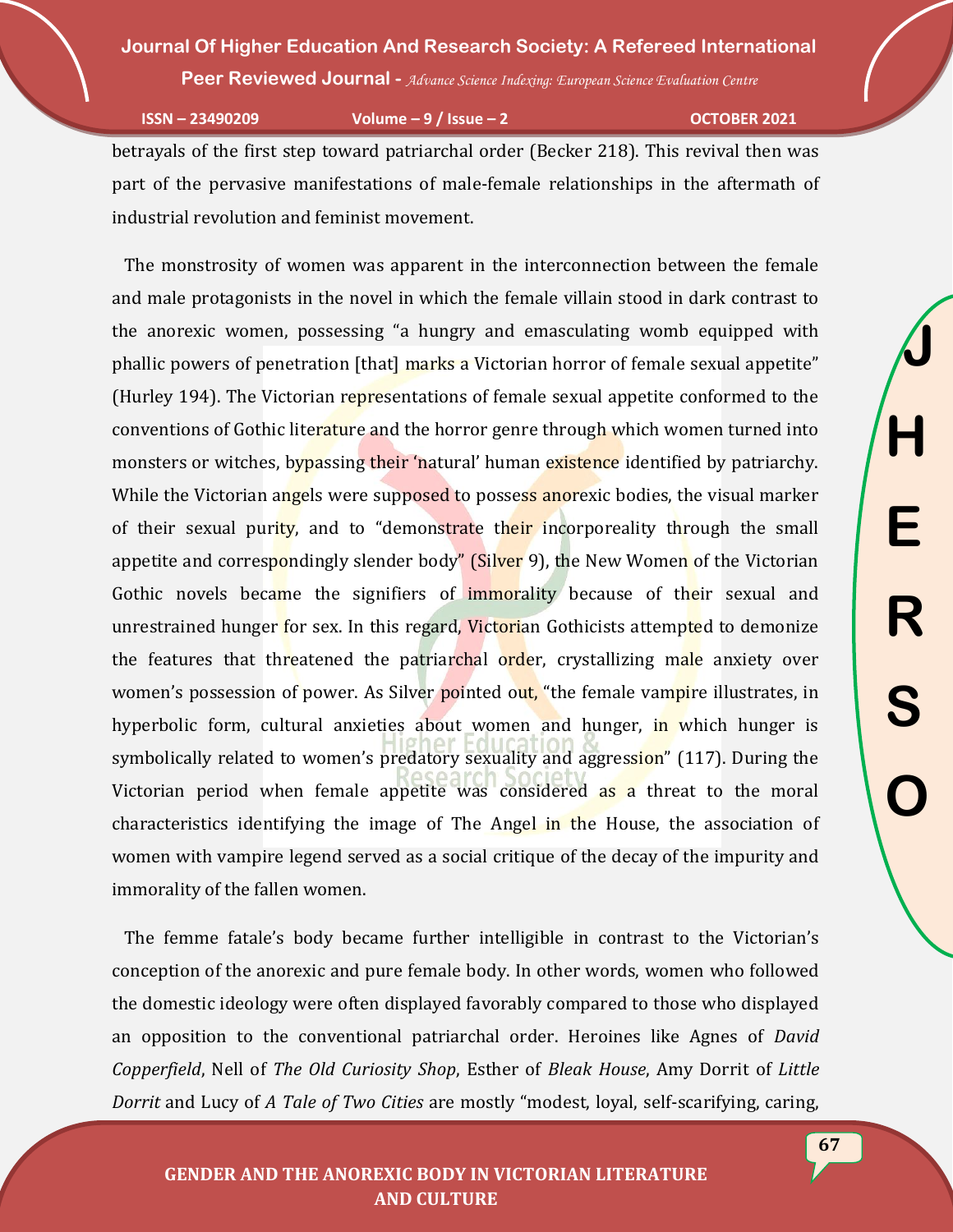betrayals of the first step toward patriarchal order (Becker 218). This revival then was part of the pervasive manifestations of male-female relationships in the aftermath of industrial revolution and feminist movement.

The monstrosity of women was apparent in the interconnection between the female and male protagonists in the novel in which the female villain stood in dark contrast to the anorexic women, possessing "a hungry and emasculating womb equipped with phallic powers of penetration [that] marks a Victorian horror of female sexual appetite" (Hurley 194). The Victorian representations of female sexual appetite conformed to the conventions of Gothic literature and the horror genre through which women turned into monsters or witches, bypassing their 'natural' human existence identified by patriarchy. While the Victorian angels were supposed to possess anorexic bodies, the visual marker of their sexual purity, and to "demonstrate their incorporeality through the small appetite and correspondingly slender body" (Silver 9), the New Women of the Victorian Gothic novels became the signifiers of immorality because of their sexual and unrestrained hunger for sex. In this regard, Victorian Gothicists attempted to demonize the features that threatened the patriarchal order, crystallizing male anxiety over women's possession of power. As Silver pointed out, "the female vampire illustrates, in hyperbolic form, cultural anxieties about women and hunger, in which hunger is symbolically related to women's predatory sexuality and aggression" (117). During the Victorian period when female appetite was considered as a threat to the moral characteristics identifying the image of The Angel in the House, the association of women with vampire legend served as a social critique of the decay of the impurity and immorality of the fallen women.

The femme fatale's body became further intelligible in contrast to the Victorian's conception of the anorexic and pure female body. In other words, women who followed the domestic ideology were often displayed favorably compared to those who displayed an opposition to the conventional patriarchal order. Heroines like Agnes of *David Copperfield*, Nell of *The Old Curiosity Shop*, Esther of *Bleak House*, Amy Dorrit of *Little Dorrit* and Lucy of *A Tale of Two Cities* are mostly "modest, loyal, self-scarifying, caring,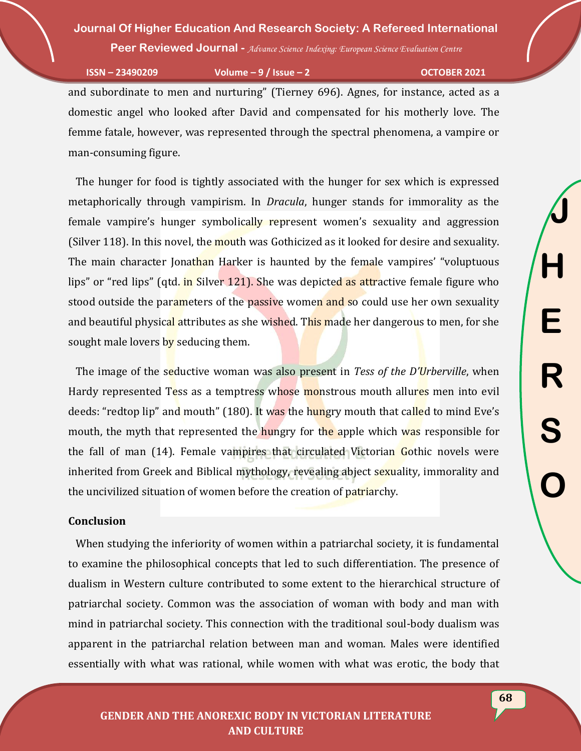and subordinate to men and nurturing" (Tierney 696). Agnes, for instance, acted as a domestic angel who looked after David and compensated for his motherly love. The femme fatale, however, was represented through the spectral phenomena, a vampire or man-consuming figure.

The hunger for food is tightly associated with the hunger for sex which is expressed metaphorically through vampirism. In *Dracula*, hunger stands for immorality as the female vampire's hunger symbolically represent women's sexuality and aggression (Silver 118). In this novel, the mouth was Gothicized as it looked for desire and sexuality. The main character Jonathan Harker is haunted by the female vampires' "voluptuous lips" or "red lips" (qtd. in Silver 121). She was depicted as attractive female figure who stood outside the parameters of the passive women and so could use her own sexuality and beautiful physical attributes as she wished. This made her dangerous to men, for she sought male lovers by seducing them.

The image of the seductive woman was also present in *Tess of the D'Urberville*, when Hardy represented Tess as a temptress whose monstrous mouth allures men into evil deeds: "redtop lip" and mouth" (180). It was the hungry mouth that called to mind Eve's mouth, the myth that represented the hungry for the apple which was responsible for the fall of man (14). Female vampires that circulated Victorian Gothic novels were inherited from Greek and Biblical mythology, revealing abject sexuality, immorality and the uncivilized situation of women before the creation of patriarchy.

## Conclusion

When studying the inferiority of women within a patriarchal society, it is fundamental to examine the philosophical concepts that led to such differentiation. The presence of dualism in Western culture contributed to some extent to the hierarchical structure of patriarchal society. Common was the association of woman with body and man with mind in patriarchal society. This connection with the traditional soul-body dualism was apparent in the patriarchal relation between man and woman. Males were identified essentially with what was rational, while women with what was erotic, the body that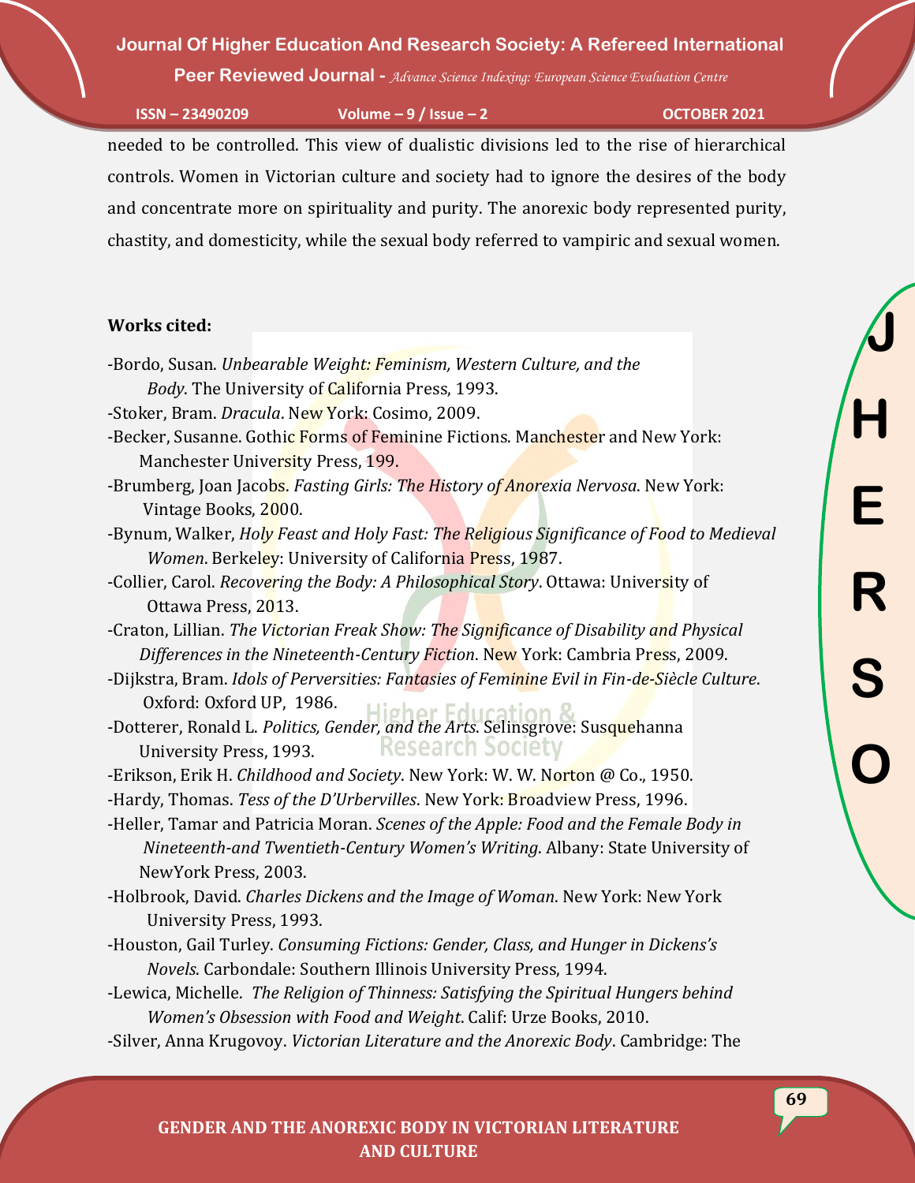needed to be controlled. This view of dualistic divisions led to the rise of hierarchical controls. Women in Victorian culture and society had to ignore the desires of the body and concentrate more on spirituality and purity. The anorexic body represented purity, chastity, and domesticity, while the sexual body referred to vampiric and sexual women.

**Works cited:**

-Bordo, Susan. *Unbearable Weight: Feminism, Western Culture, and the Body*. The University of California Press, 1993.

-Stoker, Bram. *Dracula*. New York: Cosimo, 2009.

-Becker, Susanne. Gothic Forms of Feminine Fictions. Manchester and New York: Manchester University Press, 199.

-Brumberg, Joan Jacobs. *Fasting Girls: The History of Anorexia Nervosa*. New York: Vintage Books, 2000.

-Bynum, Walker, *Holy Feast and Holy Fast: The Religious Significance of Food to Medieval Women*. Berkeley: University of California Press, 1987.

-Collier, Carol. *Recovering the Body: A Philosophical Story*. Ottawa: University of Ottawa Press, 2013.

-Craton, Lillian. *The Victorian Freak Show: The Significance of Disability and Physical Differences in the Nineteenth-Century Fiction*. New York: Cambria Press, 2009.

-Dijkstra, Bram. *Idols of Perversities: Fantasies of Feminine Evil in Fin-de-Siècle Culture*. Oxford: Oxford UP, 1986.

-Dotterer, Ronald L. *Politics, Gender, and the Arts*. Selinsgrove: Susquehanna University Press, 1993.

-Erikson, Erik H. *Childhood and Society*. New York: W. W. Norton @ Co., 1950.

-Hardy, Thomas. *Tess of the D'Urbervilles*. New York: Broadview Press, 1996.

-Heller, Tamar and Patricia Moran. *Scenes of the Apple: Food and the Female Body in Nineteenth-and Twentieth-Century Women's Writing*. Albany: State University of NewYork Press, 2003.

-Holbrook, David. *Charles Dickens and the Image of Woman*. New York: New York University Press, 1993.

-Houston, Gail Turley. *Consuming Fictions: Gender, Class, and Hunger in Dickens's Novels*. Carbondale: Southern Illinois University Press, 1994.

-Lewica, Michelle. *The Religion of Thinness: Satisfying the Spiritual Hungers behind Women's Obsession with Food and Weight*. Calif: Urze Books, 2010.

-Silver, Anna Krugovoy. *Victorian Literature and the Anorexic Body*. Cambridge: The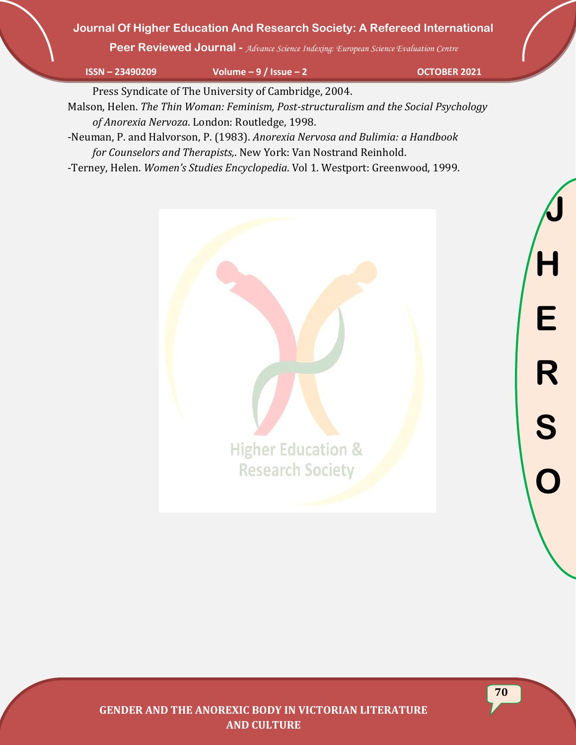Press Syndicate of The University of Cambridge, 2004.

Malson, Helen. *The Thin Woman: Feminism, Post-structuralism and the Social Psychology of Anorexia Nervoza*. London: Routledge, 1998.

-Neuman, P. and Halvorson, P. (1983). *Anorexia Nervosa and Bulimia: a Handbook for Counselors and Therapists,*. New York: Van Nostrand Reinhold.

-Terney, Helen. *Women's Studies Encyclopedia*. Vol 1. Westport: Greenwood, 1999.